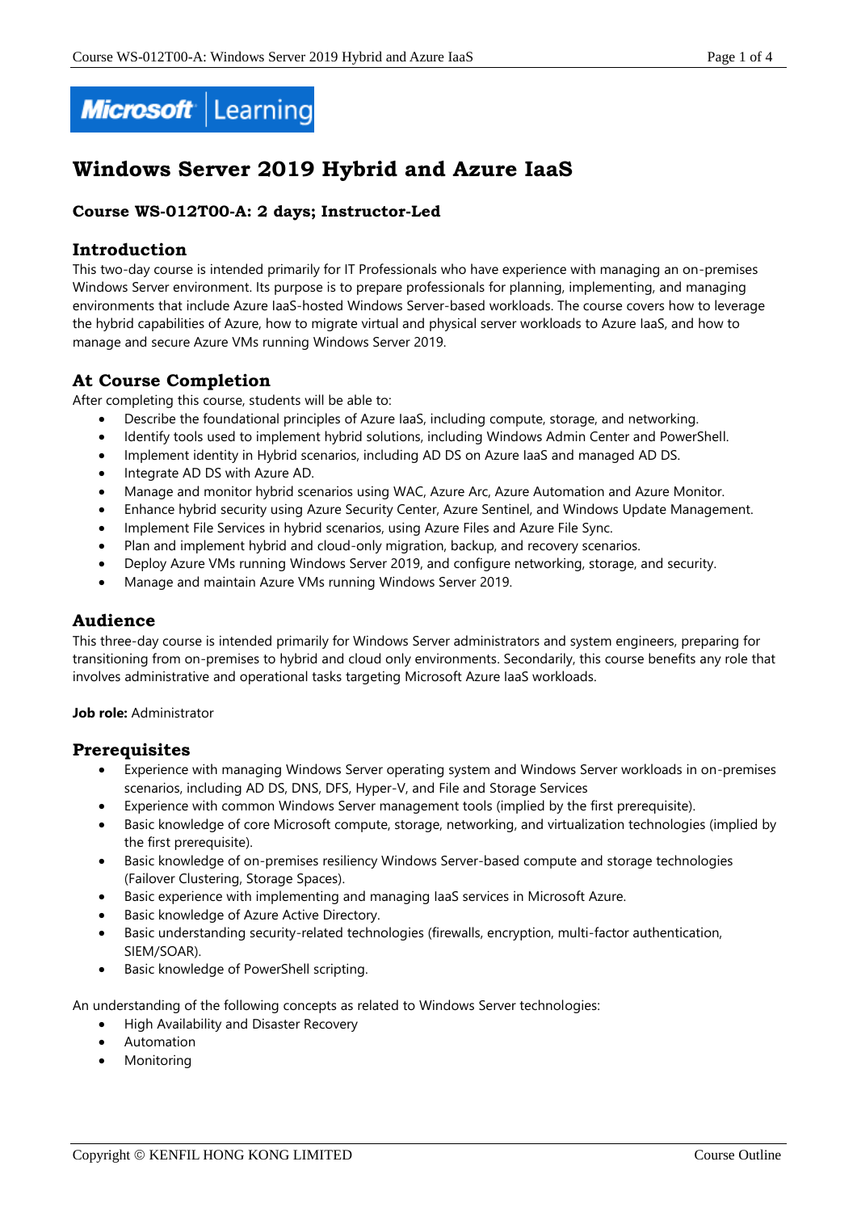# Windows Server 2019 Hybrid and Azure IaaS

### Course WS-012T00-A: 2 days; Instructor-Led

## Introduction

This two-day course is intended primarily for IT Professionals who have experience with managing an on-premises Windows Server environment. Its purpose is to prepare professionals for planning, implementing, and managing environments that include Azure IaaS-hosted Windows Server-based workloads. The course covers how to leverage the hybrid capabilities of Azure, how to migrate virtual and physical server workloads to Azure IaaS, and how to manage and secure Azure VMs running Windows Server 2019.

## At Course Completion

After completing this course, students will be able to:

- Describe the foundational principles of Azure IaaS, including compute, storage, and networking.
- Identify tools used to implement hybrid solutions, including Windows Admin Center and PowerShell.
- Implement identity in Hybrid scenarios, including AD DS on Azure IaaS and managed AD DS.
- Integrate AD DS with Azure AD.
- Manage and monitor hybrid scenarios using WAC, Azure Arc, Azure Automation and Azure Monitor.
- Enhance hybrid security using Azure Security Center, Azure Sentinel, and Windows Update Management.
- Implement File Services in hybrid scenarios, using Azure Files and Azure File Sync.
- Plan and implement hybrid and cloud-only migration, backup, and recovery scenarios.
- Deploy Azure VMs running Windows Server 2019, and configure networking, storage, and security.
- Manage and maintain Azure VMs running Windows Server 2019.

## Audience

This three-day course is intended primarily for Windows Server administrators and system engineers, preparing for transitioning from on-premises to hybrid and cloud only environments. Secondarily, this course benefits any role that involves administrative and operational tasks targeting Microsoft Azure IaaS workloads.

**Job role:** Administrator

## Prerequisites

- Experience with managing Windows Server operating system and Windows Server workloads in on-premises scenarios, including AD DS, DNS, DFS, Hyper-V, and File and Storage Services
- Experience with common Windows Server management tools (implied by the first prerequisite).
- Basic knowledge of core Microsoft compute, storage, networking, and virtualization technologies (implied by the first prerequisite).
- Basic knowledge of on-premises resiliency Windows Server-based compute and storage technologies (Failover Clustering, Storage Spaces).
- Basic experience with implementing and managing IaaS services in Microsoft Azure.
- Basic knowledge of Azure Active Directory.
- Basic understanding security-related technologies (firewalls, encryption, multi-factor authentication, SIEM/SOAR).
- Basic knowledge of PowerShell scripting.

An understanding of the following concepts as related to Windows Server technologies:

- High Availability and Disaster Recovery
- Automation
- Monitoring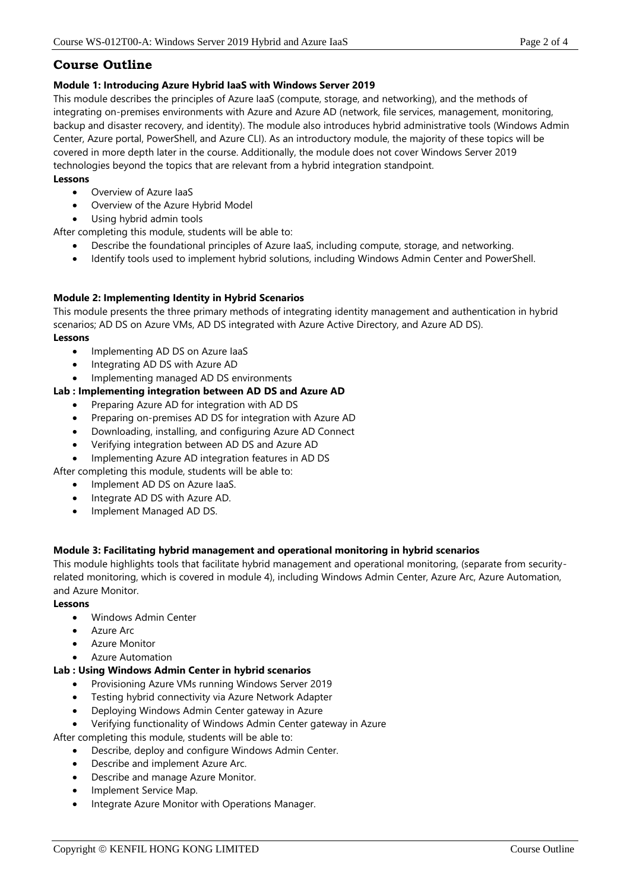## Course Outline

### Module 1: Introducing Azure Hybrid IaaS with Windows Server 2019

This module describes the principles of Azure IaaS (compute, storage, and networking), and the methods of integrating on-premises environments with Azure and Azure AD (network, file services, management, monitoring, backup and disaster recovery, and identity). The module also introduces hybrid administrative tools (Windows Admin Center, Azure portal, PowerShell, and Azure CLI). As an introductory module, the majority of these topics will be covered in more depth later in the course. Additionally, the module does not cover Windows Server 2019 technologies beyond the topics that are relevant from a hybrid integration standpoint.

**Lessons**

- Overview of Azure IaaS
- Overview of the Azure Hybrid Model
- Using hybrid admin tools

After completing this module, students will be able to:

- Describe the foundational principles of Azure IaaS, including compute, storage, and networking.
- Identify tools used to implement hybrid solutions, including Windows Admin Center and PowerShell.

### Module 2: Implementing Identity in Hybrid Scenarios

This module presents the three primary methods of integrating identity management and authentication in hybrid scenarios; AD DS on Azure VMs, AD DS integrated with Azure Active Directory, and Azure AD DS).

**Lessons**

- Implementing AD DS on Azure IaaS
- Integrating AD DS with Azure AD
- Implementing managed AD DS environments

**Lab : Implementing integration between AD DS and Azure AD**

- Preparing Azure AD for integration with AD DS
- Preparing on-premises AD DS for integration with Azure AD
- Downloading, installing, and configuring Azure AD Connect
- Verifying integration between AD DS and Azure AD
- Implementing Azure AD integration features in AD DS

After completing this module, students will be able to:

- Implement AD DS on Azure IaaS.
- Integrate AD DS with Azure AD.
- Implement Managed AD DS.

### Module 3: Facilitating hybrid management and operational monitoring in hybrid scenarios

This module highlights tools that facilitate hybrid management and operational monitoring, (separate from security-related monitoring, which is covered in module 4), including Windows Admin Center, Azure Arc, Azure Automation, and Azure Monitor.

**Lessons**

- Windows Admin Center
- Azure Arc
- Azure Monitor
- Azure Automation

**Lab : Using Windows Admin Center in hybrid scenarios**

- Provisioning Azure VMs running Windows Server 2019
- Testing hybrid connectivity via Azure Network Adapter
- Deploying Windows Admin Center gateway in Azure
- Verifying functionality of Windows Admin Center gateway in Azure

After completing this module, students will be able to:

- Describe, deploy and configure Windows Admin Center.
- Describe and implement Azure Arc.
- Describe and manage Azure Monitor.
- Implement Service Map.
- Integrate Azure Monitor with Operations Manager.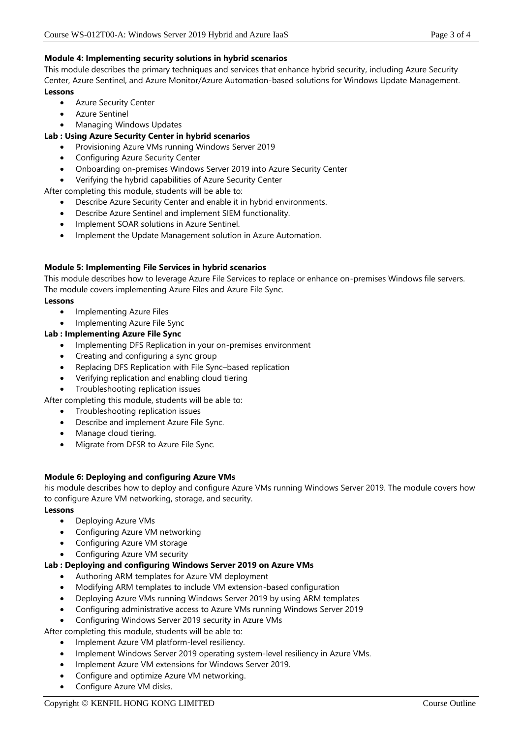**Module 4: Implementing security solutions in hybrid scenarios**

This module describes the primary techniques and services that enhance hybrid security, including Azure Security Center, Azure Sentinel, and Azure Monitor/Azure Automation-based solutions for Windows Update Management.

**Lessons**

- Azure Security Center
- Azure Sentinel
- Managing Windows Updates

**Lab : Using Azure Security Center in hybrid scenarios**

- Provisioning Azure VMs running Windows Server 2019
- Configuring Azure Security Center
- Onboarding on-premises Windows Server 2019 into Azure Security Center
- Verifying the hybrid capabilities of Azure Security Center

After completing this module, students will be able to:

- Describe Azure Security Center and enable it in hybrid environments.
- Describe Azure Sentinel and implement SIEM functionality.
- Implement SOAR solutions in Azure Sentinel.
- Implement the Update Management solution in Azure Automation.

**Module 5: Implementing File Services in hybrid scenarios**

This module describes how to leverage Azure File Services to replace or enhance on-premises Windows file servers. The module covers implementing Azure Files and Azure File Sync.

**Lessons**

- Implementing Azure Files
- Implementing Azure File Sync

**Lab : Implementing Azure File Sync**

- Implementing DFS Replication in your on-premises environment
- Creating and configuring a sync group
- Replacing DFS Replication with File Sync–based replication
- Verifying replication and enabling cloud tiering
- Troubleshooting replication issues

After completing this module, students will be able to:

- Troubleshooting replication issues
- Describe and implement Azure File Sync.
- Manage cloud tiering.
- Migrate from DFSR to Azure File Sync.

**Module 6: Deploying and configuring Azure VMs**

his module describes how to deploy and configure Azure VMs running Windows Server 2019. The module covers how to configure Azure VM networking, storage, and security.

**Lessons**

- Deploying Azure VMs
- Configuring Azure VM networking
- Configuring Azure VM storage
- Configuring Azure VM security

**Lab : Deploying and configuring Windows Server 2019 on Azure VMs**

- Authoring ARM templates for Azure VM deployment
- Modifying ARM templates to include VM extension-based configuration
- Deploying Azure VMs running Windows Server 2019 by using ARM templates
- Configuring administrative access to Azure VMs running Windows Server 2019
- Configuring Windows Server 2019 security in Azure VMs

After completing this module, students will be able to:

- Implement Azure VM platform-level resiliency.
- Implement Windows Server 2019 operating system-level resiliency in Azure VMs.
- Implement Azure VM extensions for Windows Server 2019.
- Configure and optimize Azure VM networking.
- Configure Azure VM disks.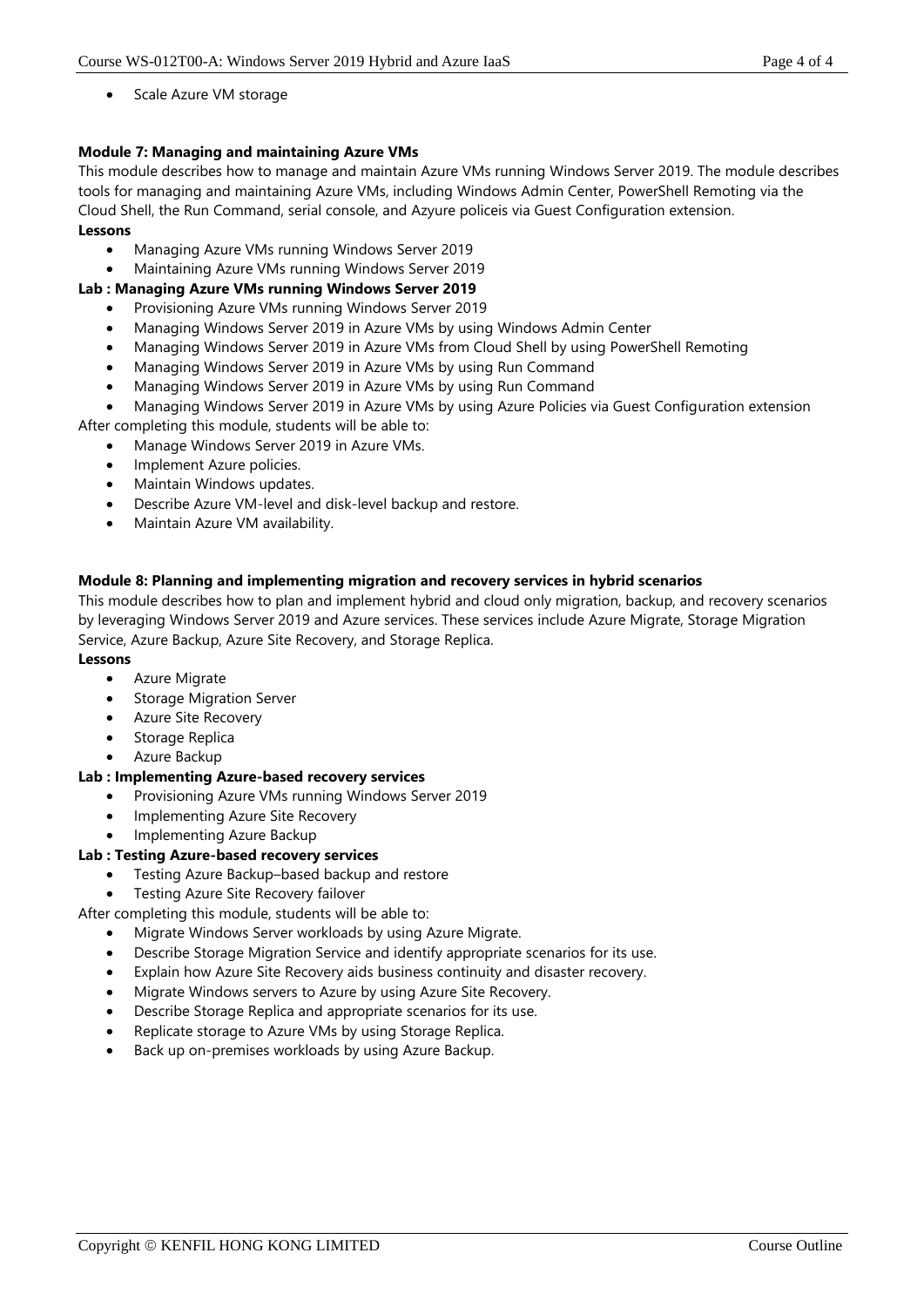- Scale Azure VM storage

**Module 7: Managing and maintaining Azure VMs**

This module describes how to manage and maintain Azure VMs running Windows Server 2019. The module describes tools for managing and maintaining Azure VMs, including Windows Admin Center, PowerShell Remoting via the Cloud Shell, the Run Command, serial console, and Azyure policeis via Guest Configuration extension.

**Lessons**

- Managing Azure VMs running Windows Server 2019
- Maintaining Azure VMs running Windows Server 2019

**Lab : Managing Azure VMs running Windows Server 2019**

- Provisioning Azure VMs running Windows Server 2019
- Managing Windows Server 2019 in Azure VMs by using Windows Admin Center
- Managing Windows Server 2019 in Azure VMs from Cloud Shell by using PowerShell Remoting
- Managing Windows Server 2019 in Azure VMs by using Run Command
- Managing Windows Server 2019 in Azure VMs by using Run Command
- Managing Windows Server 2019 in Azure VMs by using Azure Policies via Guest Configuration extension

After completing this module, students will be able to:

- Manage Windows Server 2019 in Azure VMs.
- Implement Azure policies.
- Maintain Windows updates.
- Describe Azure VM-level and disk-level backup and restore.
- Maintain Azure VM availability.

**Module 8: Planning and implementing migration and recovery services in hybrid scenarios**

This module describes how to plan and implement hybrid and cloud only migration, backup, and recovery scenarios by leveraging Windows Server 2019 and Azure services. These services include Azure Migrate, Storage Migration Service, Azure Backup, Azure Site Recovery, and Storage Replica.

**Lessons**

- Azure Migrate
- Storage Migration Server
- Azure Site Recovery
- Storage Replica
- Azure Backup

**Lab : Implementing Azure-based recovery services**

- Provisioning Azure VMs running Windows Server 2019
- Implementing Azure Site Recovery
- Implementing Azure Backup

**Lab : Testing Azure-based recovery services**

- Testing Azure Backup–based backup and restore
- Testing Azure Site Recovery failover

After completing this module, students will be able to:

- Migrate Windows Server workloads by using Azure Migrate.
- Describe Storage Migration Service and identify appropriate scenarios for its use.
- Explain how Azure Site Recovery aids business continuity and disaster recovery.
- Migrate Windows servers to Azure by using Azure Site Recovery.
- Describe Storage Replica and appropriate scenarios for its use.
- Replicate storage to Azure VMs by using Storage Replica.
- Back up on-premises workloads by using Azure Backup.